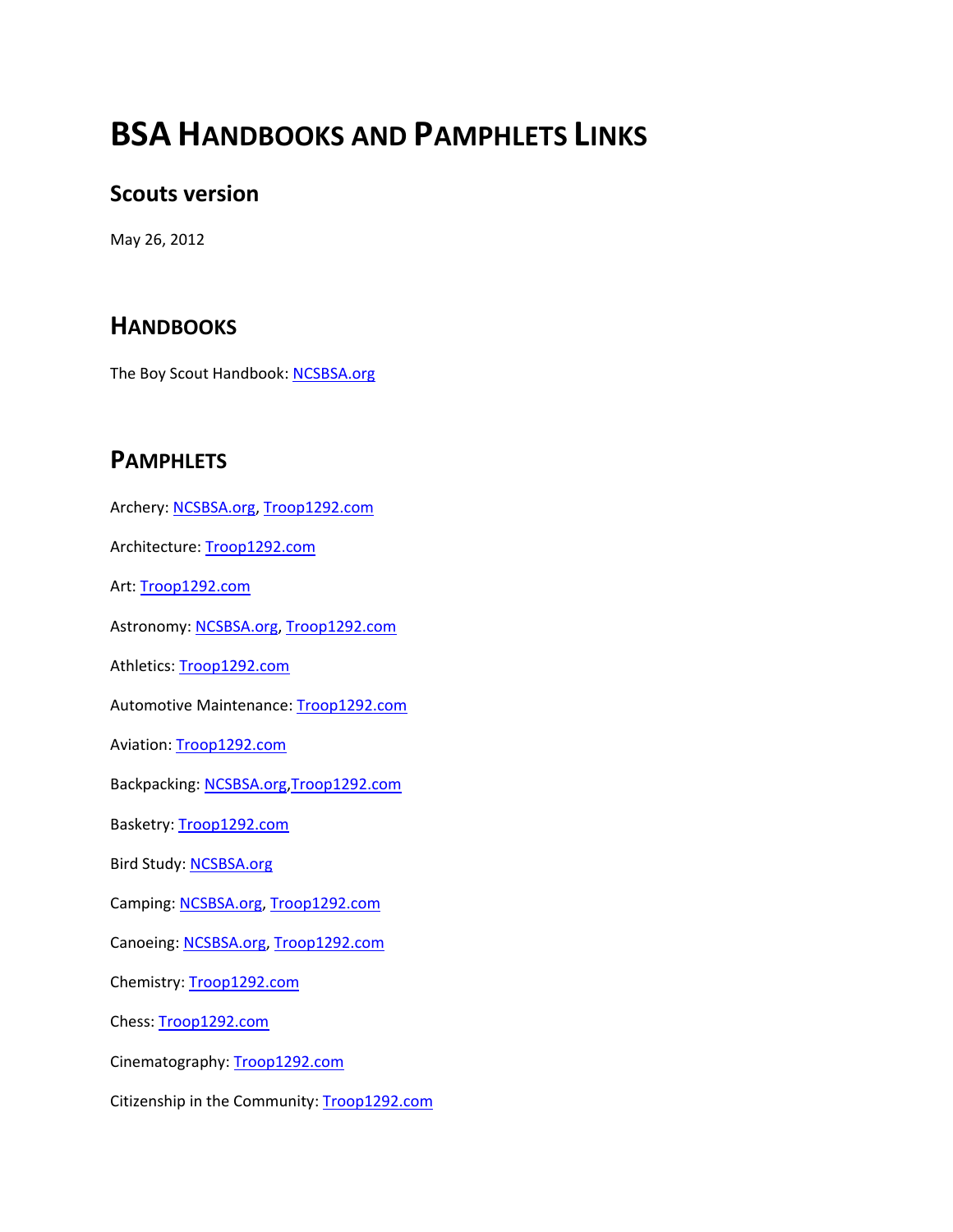# BSA Handbooks and Pamphlets Links

## Scouts version

May 26, 2012

## Handbooks

The Boy Scout Handbook: NCSBSA.org

## Pamphlets

Archery: NCSBSA.org, Troop1292.com

Architecture: Troop1292.com

Art: Troop1292.com

Astronomy: NCSBSA.org, Troop1292.com

Athletics: Troop1292.com

Automotive Maintenance: Troop1292.com

Aviation: Troop1292.com

Backpacking: NCSBSA.org,Troop1292.com

Basketry: Troop1292.com

Bird Study: NCSBSA.org

Camping: NCSBSA.org, Troop1292.com

Canoeing: NCSBSA.org, Troop1292.com

Chemistry: Troop1292.com

Chess: Troop1292.com

Cinematography: Troop1292.com

Citizenship in the Community: Troop1292.com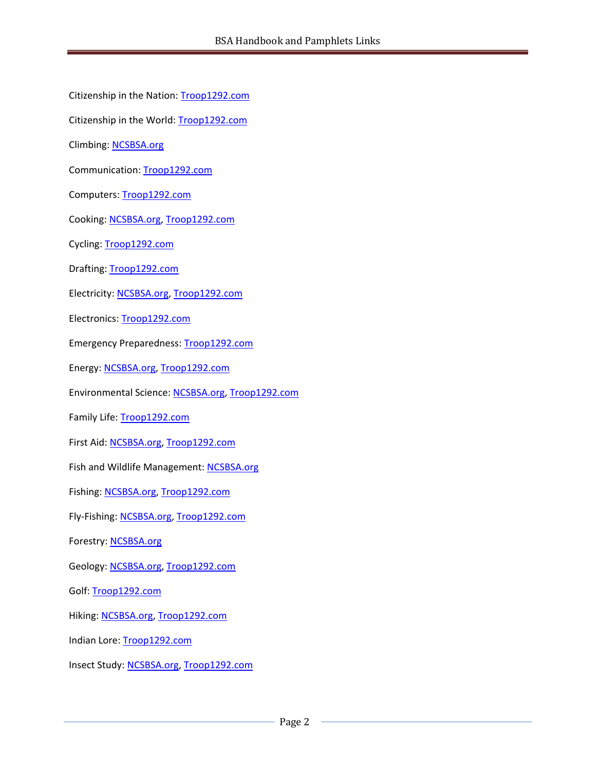Citizenship in the Nation: Troop1292.com

Citizenship in the World: Troop1292.com

Climbing: NCSBSA.org

Communication: Troop1292.com

Computers: Troop1292.com

Cooking: NCSBSA.org, Troop1292.com

Cycling: Troop1292.com

Drafting: Troop1292.com

Electricity: NCSBSA.org, Troop1292.com

Electronics: Troop1292.com

Emergency Preparedness: Troop1292.com

Energy: NCSBSA.org, Troop1292.com

Environmental Science: NCSBSA.org, Troop1292.com

Family Life: Troop1292.com

First Aid: NCSBSA.org, Troop1292.com

Fish and Wildlife Management: NCSBSA.org

Fishing: NCSBSA.org, Troop1292.com

Fly-Fishing: NCSBSA.org, Troop1292.com

Forestry: NCSBSA.org

Geology: NCSBSA.org, Troop1292.com

Golf: Troop1292.com

Hiking: NCSBSA.org, Troop1292.com

Indian Lore: Troop1292.com

Insect Study: NCSBSA.org, Troop1292.com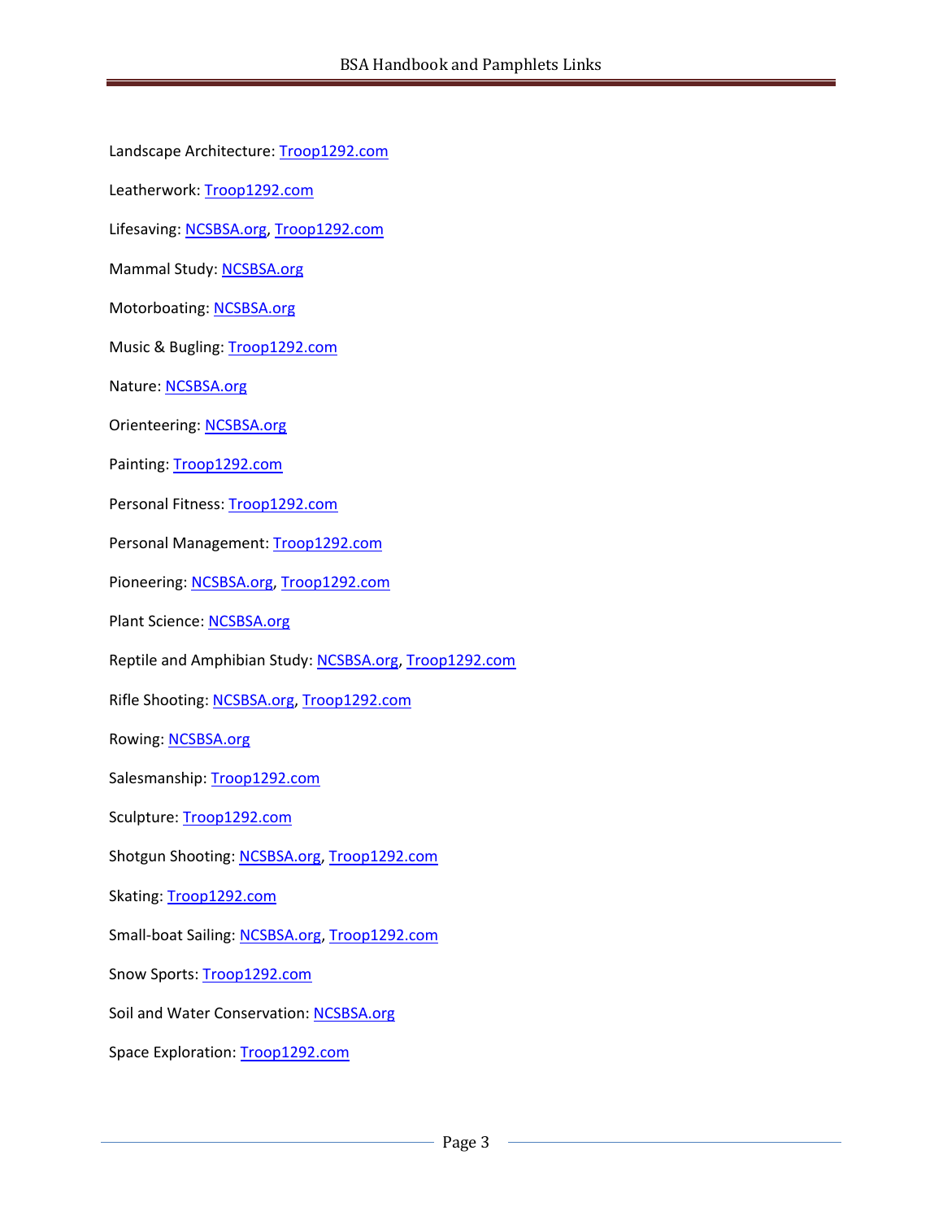Landscape Architecture: Troop1292.com

Leatherwork: Troop1292.com

Lifesaving: NCSBSA.org, Troop1292.com

Mammal Study: NCSBSA.org

Motorboating: NCSBSA.org

Music & Bugling: Troop1292.com

Nature: NCSBSA.org

Orienteering: NCSBSA.org

Painting: Troop1292.com

Personal Fitness: Troop1292.com

Personal Management: Troop1292.com

Pioneering: NCSBSA.org, Troop1292.com

Plant Science: NCSBSA.org

Reptile and Amphibian Study: NCSBSA.org, Troop1292.com

Rifle Shooting: NCSBSA.org, Troop1292.com

Rowing: NCSBSA.org

Salesmanship: Troop1292.com

Sculpture: Troop1292.com

Shotgun Shooting: NCSBSA.org, Troop1292.com

Skating: Troop1292.com

Small-boat Sailing: NCSBSA.org, Troop1292.com

Snow Sports: Troop1292.com

Soil and Water Conservation: NCSBSA.org

Space Exploration: Troop1292.com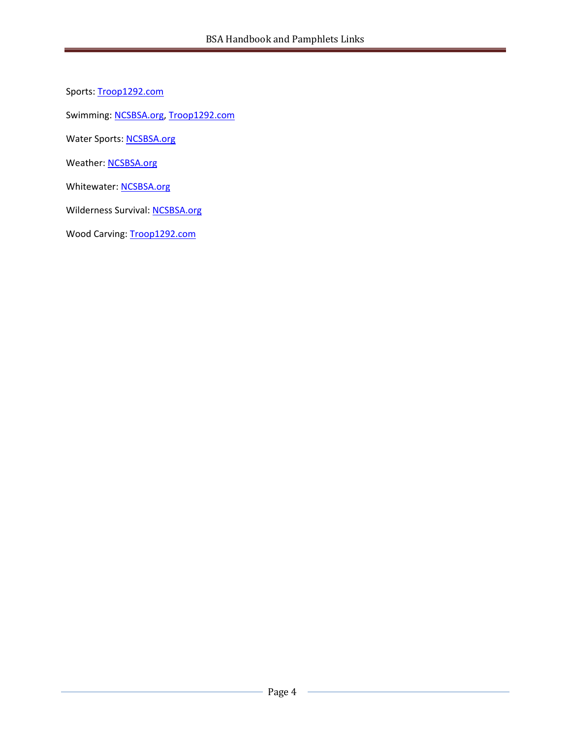Sports: Troop1292.com

Swimming: NCSBSA.org, Troop1292.com

Water Sports: NCSBSA.org

Weather: NCSBSA.org

Whitewater: NCSBSA.org

Wilderness Survival: NCSBSA.org

Wood Carving: Troop1292.com